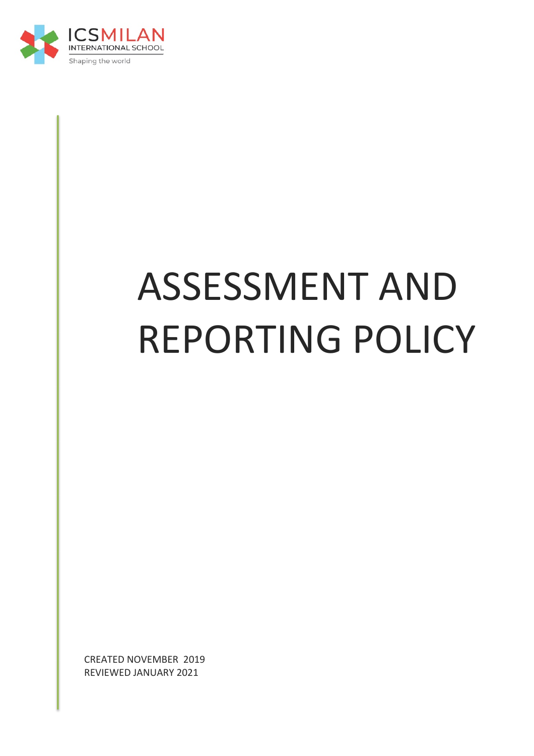ICSMILAN
INTERNATIONAL SCHOOL
Shaping the world

# ASSESSMENT AND REPORTING POLICY

CREATED NOVEMBER 2019
REVIEWED JANUARY 2021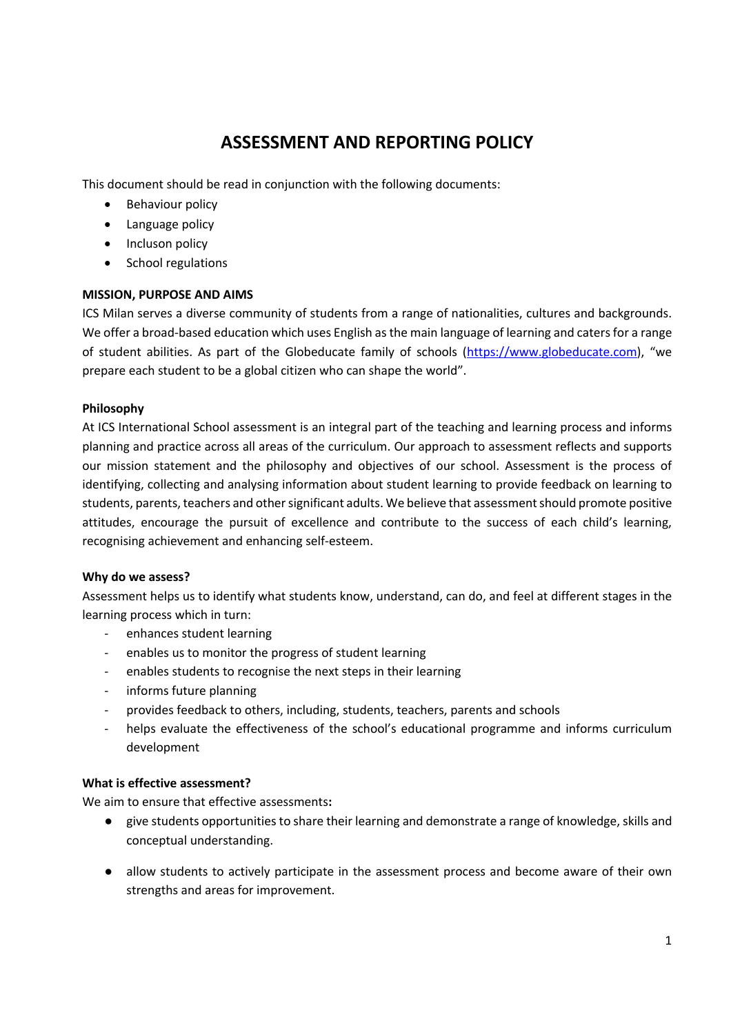# ASSESSMENT AND REPORTING POLICY

This document should be read in conjunction with the following documents:

- Behaviour policy
- Language policy
- Incluson policy
- School regulations

**MISSION, PURPOSE AND AIMS**

ICS Milan serves a diverse community of students from a range of nationalities, cultures and backgrounds. We offer a broad-based education which uses English as the main language of learning and caters for a range of student abilities. As part of the Globeducate family of schools ([https://www.globeducate.com](https://www.globeducate.com)), "we prepare each student to be a global citizen who can shape the world".

**Philosophy**

At ICS International School assessment is an integral part of the teaching and learning process and informs planning and practice across all areas of the curriculum. Our approach to assessment reflects and supports our mission statement and the philosophy and objectives of our school. Assessment is the process of identifying, collecting and analysing information about student learning to provide feedback on learning to students, parents, teachers and other significant adults. We believe that assessment should promote positive attitudes, encourage the pursuit of excellence and contribute to the success of each child's learning, recognising achievement and enhancing self-esteem.

**Why do we assess?**

Assessment helps us to identify what students know, understand, can do, and feel at different stages in the learning process which in turn:

- enhances student learning
- enables us to monitor the progress of student learning
- enables students to recognise the next steps in their learning
- informs future planning
- provides feedback to others, including, students, teachers, parents and schools
- helps evaluate the effectiveness of the school's educational programme and informs curriculum development

**What is effective assessment?**

We aim to ensure that effective assessments**:**

- give students opportunities to share their learning and demonstrate a range of knowledge, skills and conceptual understanding.
- allow students to actively participate in the assessment process and become aware of their own strengths and areas for improvement.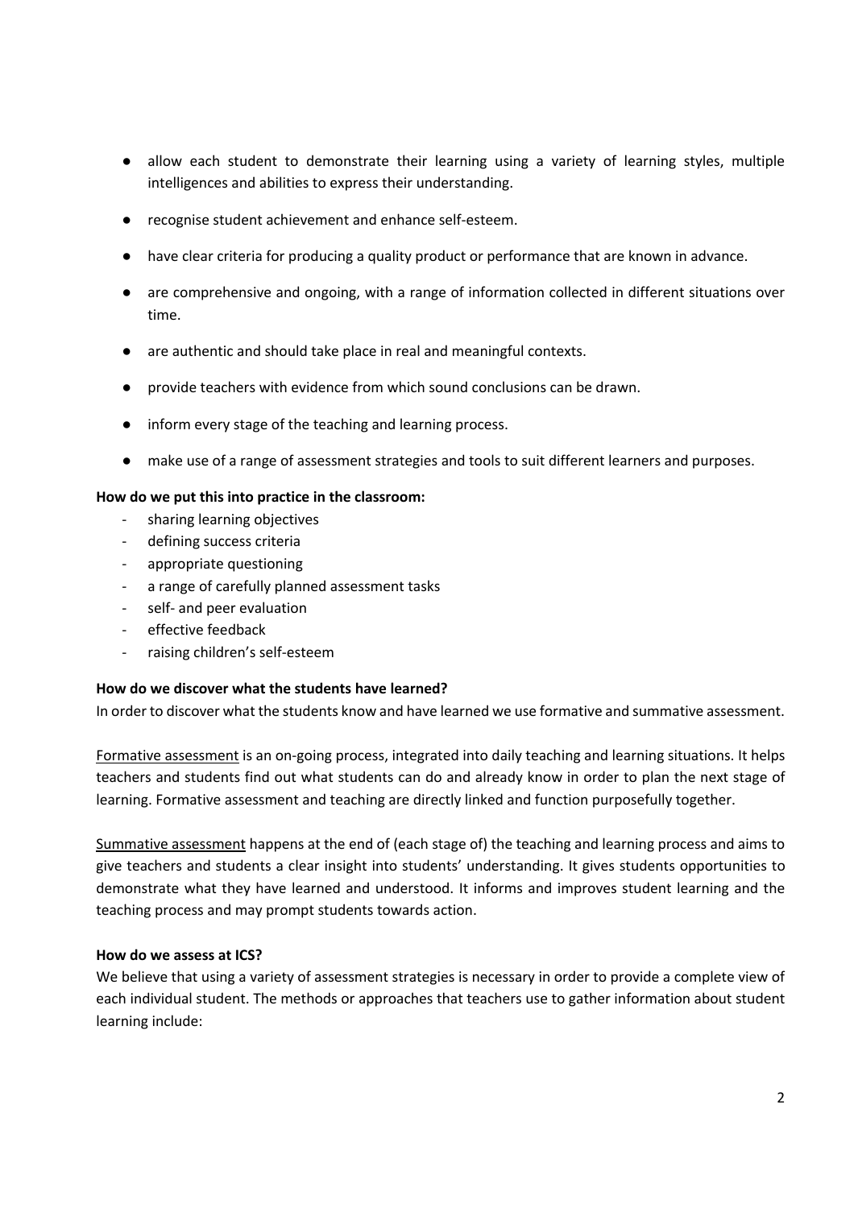- allow each student to demonstrate their learning using a variety of learning styles, multiple intelligences and abilities to express their understanding.
- recognise student achievement and enhance self-esteem.
- have clear criteria for producing a quality product or performance that are known in advance.
- are comprehensive and ongoing, with a range of information collected in different situations over time.
- are authentic and should take place in real and meaningful contexts.
- provide teachers with evidence from which sound conclusions can be drawn.
- inform every stage of the teaching and learning process.
- make use of a range of assessment strategies and tools to suit different learners and purposes.

**How do we put this into practice in the classroom:**

- sharing learning objectives
- defining success criteria
- appropriate questioning
- a range of carefully planned assessment tasks
- self- and peer evaluation
- effective feedback
- raising children's self-esteem

**How do we discover what the students have learned?**

In order to discover what the students know and have learned we use formative and summative assessment.

Formative assessment is an on-going process, integrated into daily teaching and learning situations. It helps teachers and students find out what students can do and already know in order to plan the next stage of learning. Formative assessment and teaching are directly linked and function purposefully together.

Summative assessment happens at the end of (each stage of) the teaching and learning process and aims to give teachers and students a clear insight into students' understanding. It gives students opportunities to demonstrate what they have learned and understood. It informs and improves student learning and the teaching process and may prompt students towards action.

**How do we assess at ICS?**

We believe that using a variety of assessment strategies is necessary in order to provide a complete view of each individual student. The methods or approaches that teachers use to gather information about student learning include: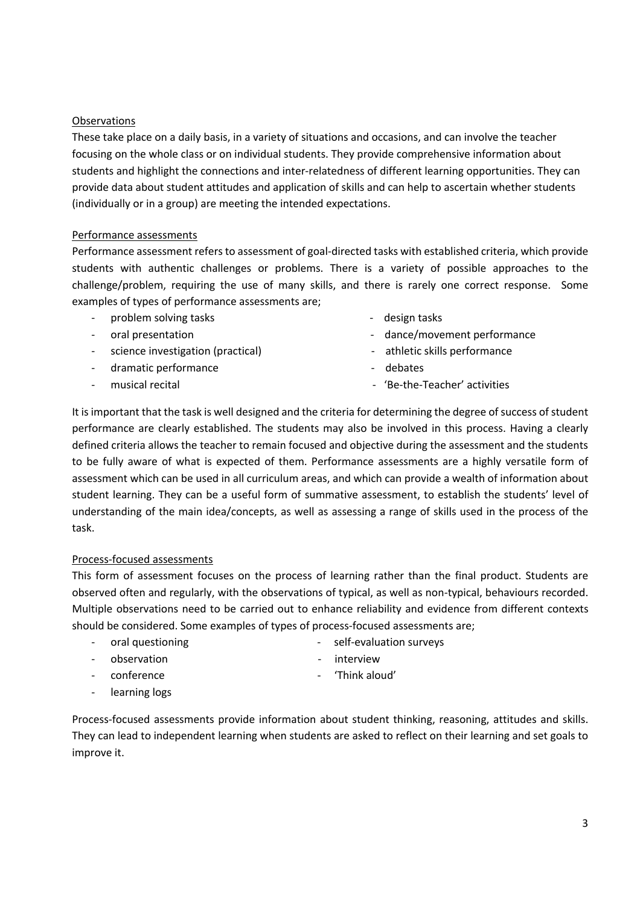Observations

These take place on a daily basis, in a variety of situations and occasions, and can involve the teacher focusing on the whole class or on individual students. They provide comprehensive information about students and highlight the connections and inter-relatedness of different learning opportunities. They can provide data about student attitudes and application of skills and can help to ascertain whether students (individually or in a group) are meeting the intended expectations.

Performance assessments

Performance assessment refers to assessment of goal-directed tasks with established criteria, which provide students with authentic challenges or problems. There is a variety of possible approaches to the challenge/problem, requiring the use of many skills, and there is rarely one correct response. Some examples of types of performance assessments are;

- problem solving tasks
- oral presentation
- science investigation (practical)
- dramatic performance
- musical recital
- design tasks
- dance/movement performance
- athletic skills performance
- debates
- 'Be-the-Teacher' activities

It is important that the task is well designed and the criteria for determining the degree of success of student performance are clearly established. The students may also be involved in this process. Having a clearly defined criteria allows the teacher to remain focused and objective during the assessment and the students to be fully aware of what is expected of them. Performance assessments are a highly versatile form of assessment which can be used in all curriculum areas, and which can provide a wealth of information about student learning. They can be a useful form of summative assessment, to establish the students' level of understanding of the main idea/concepts, as well as assessing a range of skills used in the process of the task.

Process-focused assessments

This form of assessment focuses on the process of learning rather than the final product. Students are observed often and regularly, with the observations of typical, as well as non-typical, behaviours recorded. Multiple observations need to be carried out to enhance reliability and evidence from different contexts should be considered. Some examples of types of process-focused assessments are;

- oral questioning
- observation
- conference
- learning logs
- self-evaluation surveys
- interview
- 'Think aloud'

Process-focused assessments provide information about student thinking, reasoning, attitudes and skills. They can lead to independent learning when students are asked to reflect on their learning and set goals to improve it.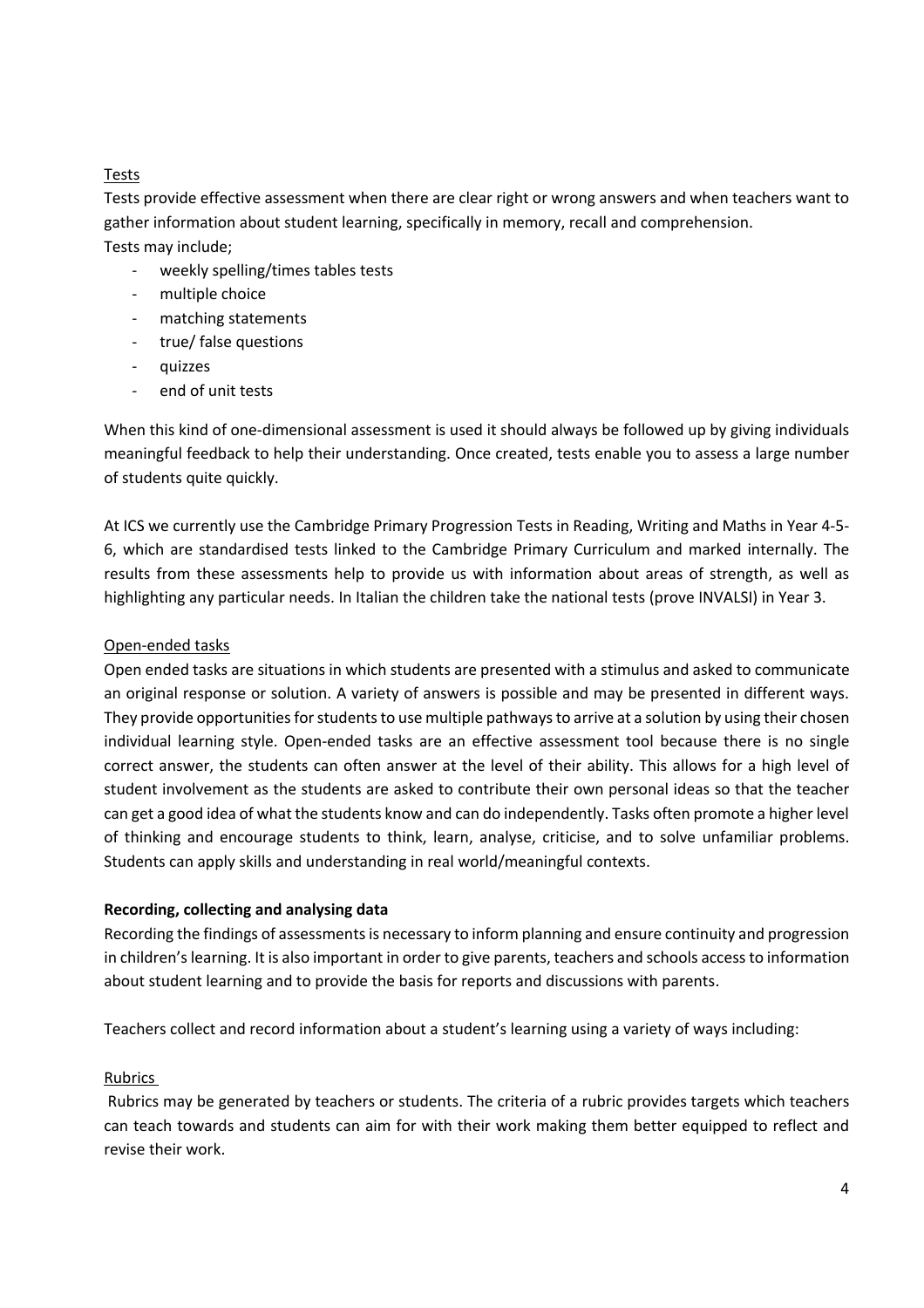Tests

Tests provide effective assessment when there are clear right or wrong answers and when teachers want to gather information about student learning, specifically in memory, recall and comprehension.
Tests may include;

- weekly spelling/times tables tests
- multiple choice
- matching statements
- true/ false questions
- quizzes
- end of unit tests

When this kind of one-dimensional assessment is used it should always be followed up by giving individuals meaningful feedback to help their understanding. Once created, tests enable you to assess a large number of students quite quickly.

At ICS we currently use the Cambridge Primary Progression Tests in Reading, Writing and Maths in Year 4-5-6, which are standardised tests linked to the Cambridge Primary Curriculum and marked internally. The results from these assessments help to provide us with information about areas of strength, as well as highlighting any particular needs. In Italian the children take the national tests (prove INVALSI) in Year 3.

Open-ended tasks

Open ended tasks are situations in which students are presented with a stimulus and asked to communicate an original response or solution. A variety of answers is possible and may be presented in different ways. They provide opportunities for students to use multiple pathways to arrive at a solution by using their chosen individual learning style. Open-ended tasks are an effective assessment tool because there is no single correct answer, the students can often answer at the level of their ability. This allows for a high level of student involvement as the students are asked to contribute their own personal ideas so that the teacher can get a good idea of what the students know and can do independently. Tasks often promote a higher level of thinking and encourage students to think, learn, analyse, criticise, and to solve unfamiliar problems. Students can apply skills and understanding in real world/meaningful contexts.

**Recording, collecting and analysing data**

Recording the findings of assessments is necessary to inform planning and ensure continuity and progression in children's learning. It is also important in order to give parents, teachers and schools access to information about student learning and to provide the basis for reports and discussions with parents.

Teachers collect and record information about a student's learning using a variety of ways including:

Rubrics

Rubrics may be generated by teachers or students. The criteria of a rubric provides targets which teachers can teach towards and students can aim for with their work making them better equipped to reflect and revise their work.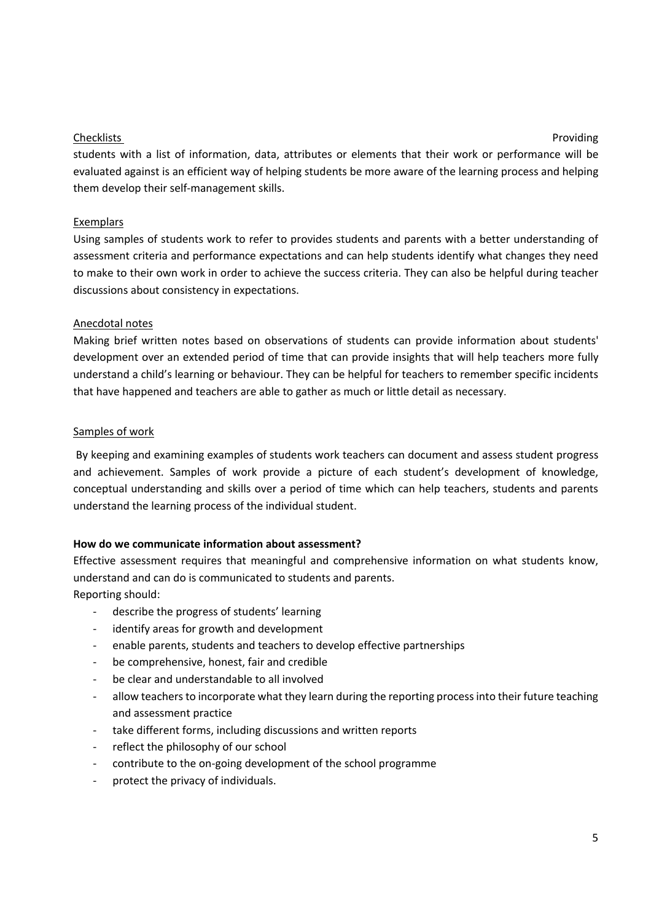Checklists

Providing students with a list of information, data, attributes or elements that their work or performance will be evaluated against is an efficient way of helping students be more aware of the learning process and helping them develop their self-management skills.

Exemplars

Using samples of students work to refer to provides students and parents with a better understanding of assessment criteria and performance expectations and can help students identify what changes they need to make to their own work in order to achieve the success criteria. They can also be helpful during teacher discussions about consistency in expectations.

Anecdotal notes

Making brief written notes based on observations of students can provide information about students' development over an extended period of time that can provide insights that will help teachers more fully understand a child's learning or behaviour. They can be helpful for teachers to remember specific incidents that have happened and teachers are able to gather as much or little detail as necessary.

Samples of work

By keeping and examining examples of students work teachers can document and assess student progress and achievement. Samples of work provide a picture of each student's development of knowledge, conceptual understanding and skills over a period of time which can help teachers, students and parents understand the learning process of the individual student.

**How do we communicate information about assessment?**

Effective assessment requires that meaningful and comprehensive information on what students know, understand and can do is communicated to students and parents.

Reporting should:

- describe the progress of students' learning
- identify areas for growth and development
- enable parents, students and teachers to develop effective partnerships
- be comprehensive, honest, fair and credible
- be clear and understandable to all involved
- allow teachers to incorporate what they learn during the reporting process into their future teaching and assessment practice
- take different forms, including discussions and written reports
- reflect the philosophy of our school
- contribute to the on-going development of the school programme
- protect the privacy of individuals.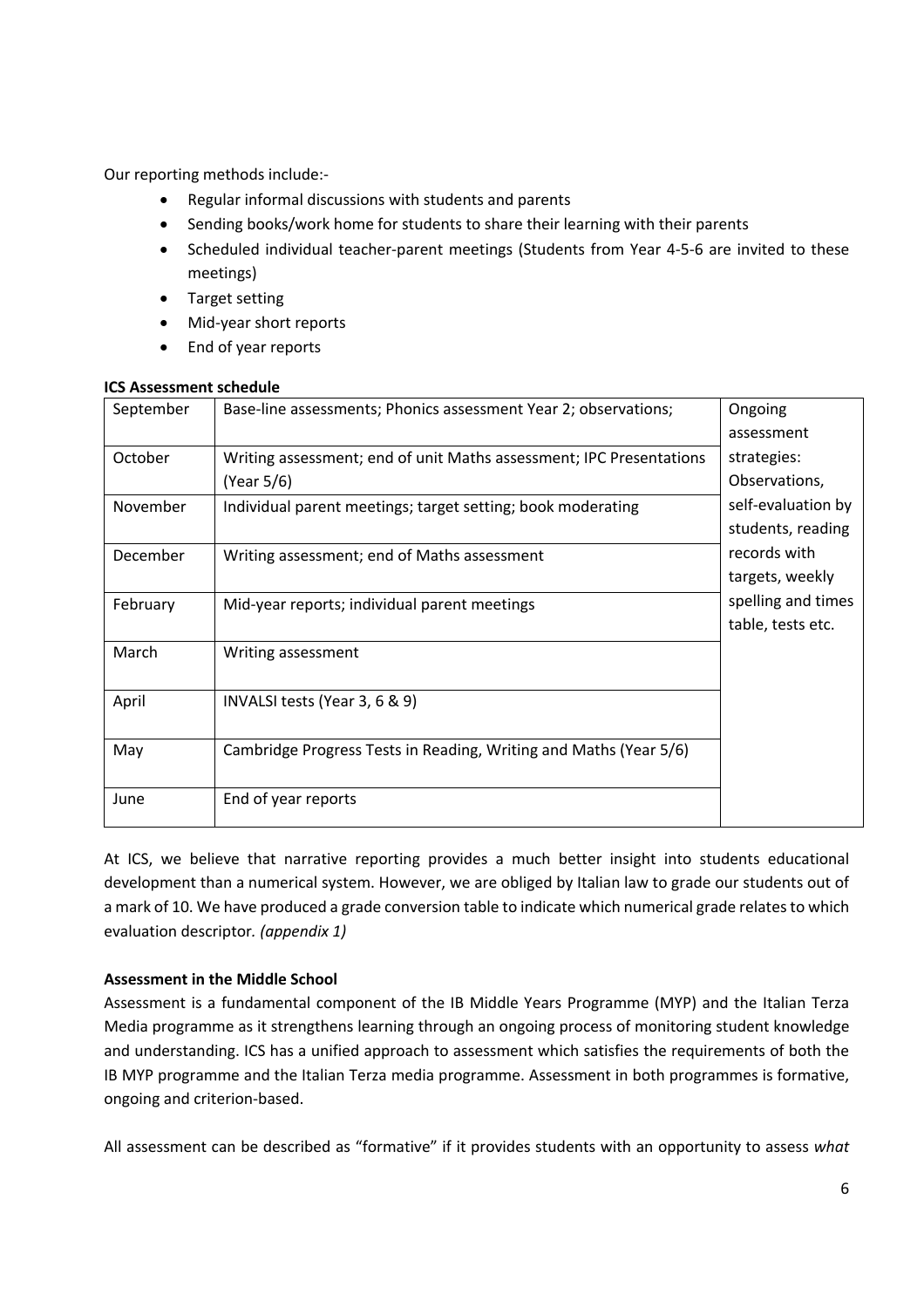Our reporting methods include:-

- Regular informal discussions with students and parents
- Sending books/work home for students to share their learning with their parents
- Scheduled individual teacher-parent meetings (Students from Year 4-5-6 are invited to these meetings)
- Target setting
- Mid-year short reports
- End of year reports

**ICS Assessment schedule**

| | | |
|---|---|---|
| September | Base-line assessments; Phonics assessment Year 2; observations; | Ongoing assessment strategies: Observations, self-evaluation by students, reading records with targets, weekly spelling and times table, tests etc. |
| October | Writing assessment; end of unit Maths assessment; IPC Presentations (Year 5/6) | |
| November | Individual parent meetings; target setting; book moderating | |
| December | Writing assessment; end of Maths assessment | |
| February | Mid-year reports; individual parent meetings | |
| March | Writing assessment | |
| April | INVALSI tests (Year 3, 6 & 9) | |
| May | Cambridge Progress Tests in Reading, Writing and Maths (Year 5/6) | |
| June | End of year reports | |

At ICS, we believe that narrative reporting provides a much better insight into students educational development than a numerical system. However, we are obliged by Italian law to grade our students out of a mark of 10. We have produced a grade conversion table to indicate which numerical grade relates to which evaluation descriptor. *(appendix 1)*

**Assessment in the Middle School**

Assessment is a fundamental component of the IB Middle Years Programme (MYP) and the Italian Terza Media programme as it strengthens learning through an ongoing process of monitoring student knowledge and understanding. ICS has a unified approach to assessment which satisfies the requirements of both the IB MYP programme and the Italian Terza media programme. Assessment in both programmes is formative, ongoing and criterion-based.

All assessment can be described as "formative" if it provides students with an opportunity to assess *what*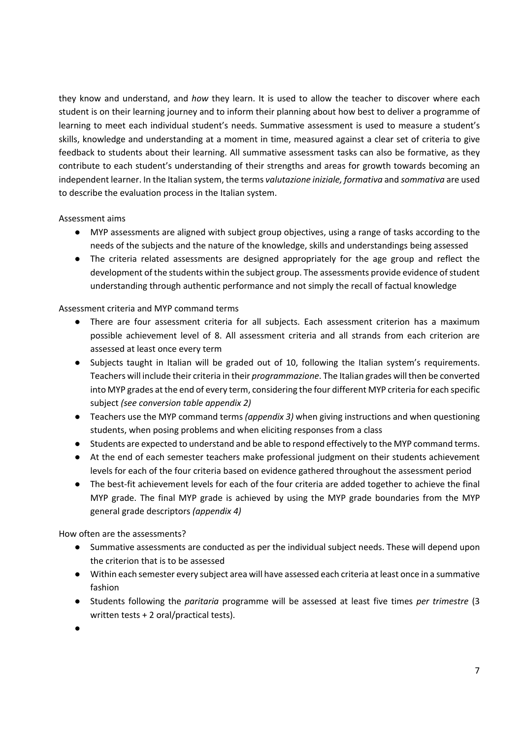they know and understand, and *how* they learn. It is used to allow the teacher to discover where each student is on their learning journey and to inform their planning about how best to deliver a programme of learning to meet each individual student's needs. Summative assessment is used to measure a student's skills, knowledge and understanding at a moment in time, measured against a clear set of criteria to give feedback to students about their learning. All summative assessment tasks can also be formative, as they contribute to each student's understanding of their strengths and areas for growth towards becoming an independent learner. In the Italian system, the terms *valutazione iniziale, formativa* and *sommativa* are used to describe the evaluation process in the Italian system.

Assessment aims

- MYP assessments are aligned with subject group objectives, using a range of tasks according to the needs of the subjects and the nature of the knowledge, skills and understandings being assessed
- The criteria related assessments are designed appropriately for the age group and reflect the development of the students within the subject group. The assessments provide evidence of student understanding through authentic performance and not simply the recall of factual knowledge

Assessment criteria and MYP command terms

- There are four assessment criteria for all subjects. Each assessment criterion has a maximum possible achievement level of 8. All assessment criteria and all strands from each criterion are assessed at least once every term
- Subjects taught in Italian will be graded out of 10, following the Italian system's requirements. Teachers will include their criteria in their *programmazione*. The Italian grades will then be converted into MYP grades at the end of every term, considering the four different MYP criteria for each specific subject *(see conversion table appendix 2)*
- Teachers use the MYP command terms *(appendix 3)* when giving instructions and when questioning students, when posing problems and when eliciting responses from a class
- Students are expected to understand and be able to respond effectively to the MYP command terms.
- At the end of each semester teachers make professional judgment on their students achievement levels for each of the four criteria based on evidence gathered throughout the assessment period
- The best-fit achievement levels for each of the four criteria are added together to achieve the final MYP grade. The final MYP grade is achieved by using the MYP grade boundaries from the MYP general grade descriptors *(appendix 4)*

How often are the assessments?

- Summative assessments are conducted as per the individual subject needs. These will depend upon the criterion that is to be assessed
- Within each semester every subject area will have assessed each criteria at least once in a summative fashion
- Students following the *paritaria* programme will be assessed at least five times *per trimestre* (3 written tests + 2 oral/practical tests).
-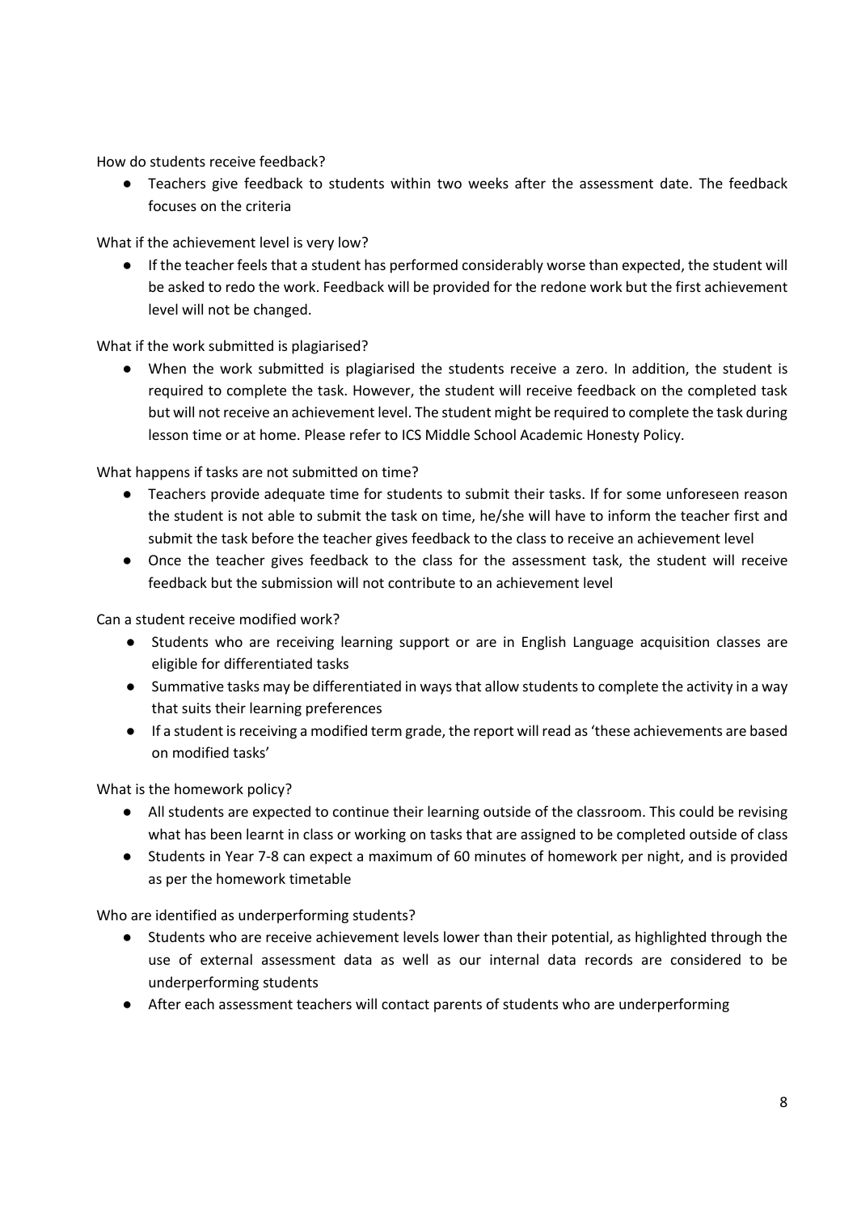How do students receive feedback?

- Teachers give feedback to students within two weeks after the assessment date. The feedback focuses on the criteria

What if the achievement level is very low?

- If the teacher feels that a student has performed considerably worse than expected, the student will be asked to redo the work. Feedback will be provided for the redone work but the first achievement level will not be changed.

What if the work submitted is plagiarised?

- When the work submitted is plagiarised the students receive a zero. In addition, the student is required to complete the task. However, the student will receive feedback on the completed task but will not receive an achievement level. The student might be required to complete the task during lesson time or at home. Please refer to ICS Middle School Academic Honesty Policy.

What happens if tasks are not submitted on time?

- Teachers provide adequate time for students to submit their tasks. If for some unforeseen reason the student is not able to submit the task on time, he/she will have to inform the teacher first and submit the task before the teacher gives feedback to the class to receive an achievement level
- Once the teacher gives feedback to the class for the assessment task, the student will receive feedback but the submission will not contribute to an achievement level

Can a student receive modified work?

- Students who are receiving learning support or are in English Language acquisition classes are eligible for differentiated tasks
- Summative tasks may be differentiated in ways that allow students to complete the activity in a way that suits their learning preferences
- If a student is receiving a modified term grade, the report will read as 'these achievements are based on modified tasks'

What is the homework policy?

- All students are expected to continue their learning outside of the classroom. This could be revising what has been learnt in class or working on tasks that are assigned to be completed outside of class
- Students in Year 7-8 can expect a maximum of 60 minutes of homework per night, and is provided as per the homework timetable

Who are identified as underperforming students?

- Students who are receive achievement levels lower than their potential, as highlighted through the use of external assessment data as well as our internal data records are considered to be underperforming students
- After each assessment teachers will contact parents of students who are underperforming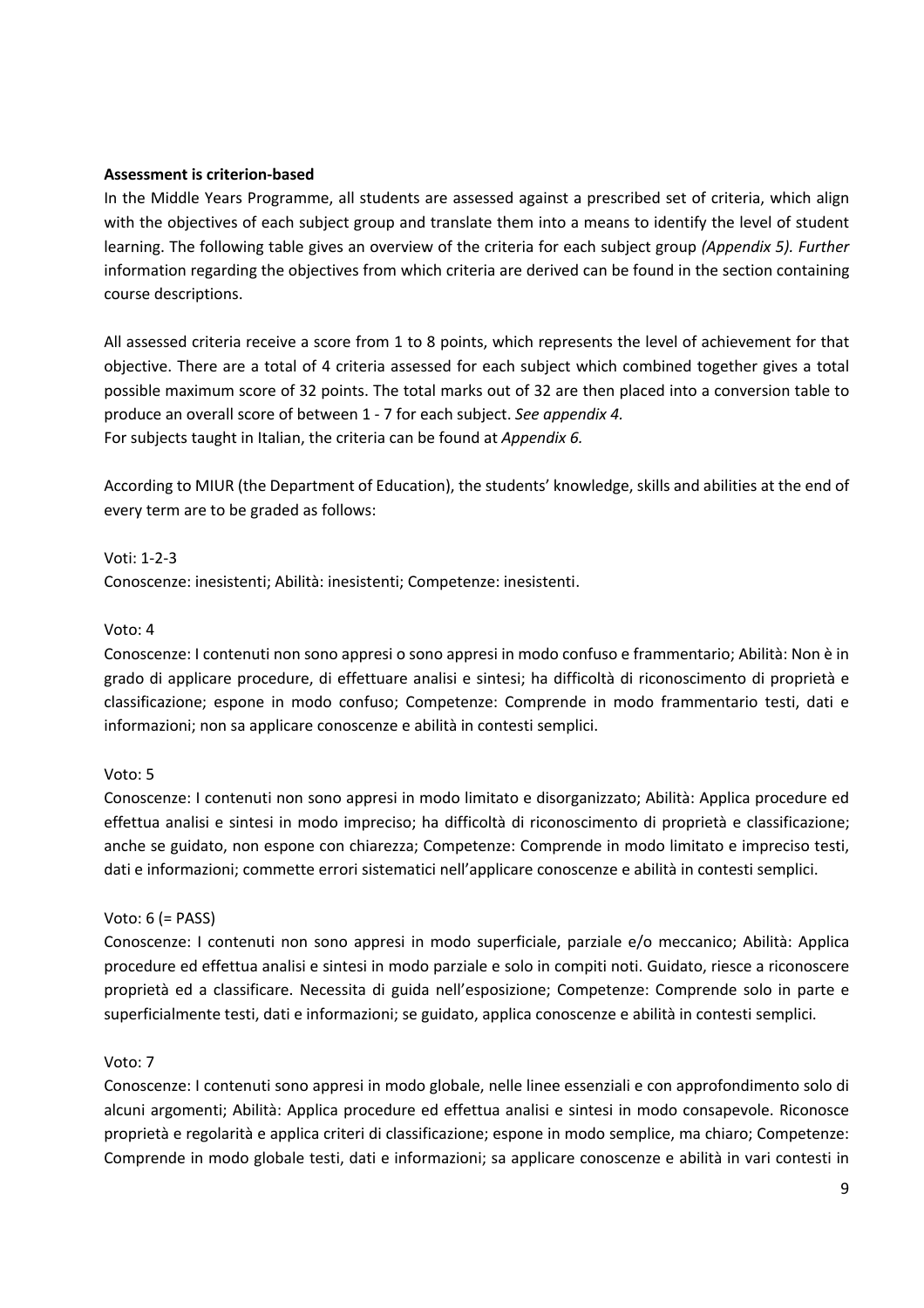**Assessment is criterion-based**

In the Middle Years Programme, all students are assessed against a prescribed set of criteria, which align with the objectives of each subject group and translate them into a means to identify the level of student learning. The following table gives an overview of the criteria for each subject group *(Appendix 5). Further* information regarding the objectives from which criteria are derived can be found in the section containing course descriptions.

All assessed criteria receive a score from 1 to 8 points, which represents the level of achievement for that objective. There are a total of 4 criteria assessed for each subject which combined together gives a total possible maximum score of 32 points. The total marks out of 32 are then placed into a conversion table to produce an overall score of between 1 - 7 for each subject. *See appendix 4.*
For subjects taught in Italian, the criteria can be found at *Appendix 6.*

According to MIUR (the Department of Education), the students' knowledge, skills and abilities at the end of every term are to be graded as follows:

Voti: 1-2-3
Conoscenze: inesistenti; Abilità: inesistenti; Competenze: inesistenti.

Voto: 4
Conoscenze: I contenuti non sono appresi o sono appresi in modo confuso e frammentario; Abilità: Non è in grado di applicare procedure, di effettuare analisi e sintesi; ha difficoltà di riconoscimento di proprietà e classificazione; espone in modo confuso; Competenze: Comprende in modo frammentario testi, dati e informazioni; non sa applicare conoscenze e abilità in contesti semplici.

Voto: 5
Conoscenze: I contenuti non sono appresi in modo limitato e disorganizzato; Abilità: Applica procedure ed effettua analisi e sintesi in modo impreciso; ha difficoltà di riconoscimento di proprietà e classificazione; anche se guidato, non espone con chiarezza; Competenze: Comprende in modo limitato e impreciso testi, dati e informazioni; commette errori sistematici nell'applicare conoscenze e abilità in contesti semplici.

Voto: 6 (= PASS)
Conoscenze: I contenuti non sono appresi in modo superficiale, parziale e/o meccanico; Abilità: Applica procedure ed effettua analisi e sintesi in modo parziale e solo in compiti noti. Guidato, riesce a riconoscere proprietà ed a classificare. Necessita di guida nell'esposizione; Competenze: Comprende solo in parte e superficialmente testi, dati e informazioni; se guidato, applica conoscenze e abilità in contesti semplici.

Voto: 7
Conoscenze: I contenuti sono appresi in modo globale, nelle linee essenziali e con approfondimento solo di alcuni argomenti; Abilità: Applica procedure ed effettua analisi e sintesi in modo consapevole. Riconosce proprietà e regolarità e applica criteri di classificazione; espone in modo semplice, ma chiaro; Competenze: Comprende in modo globale testi, dati e informazioni; sa applicare conoscenze e abilità in vari contesti in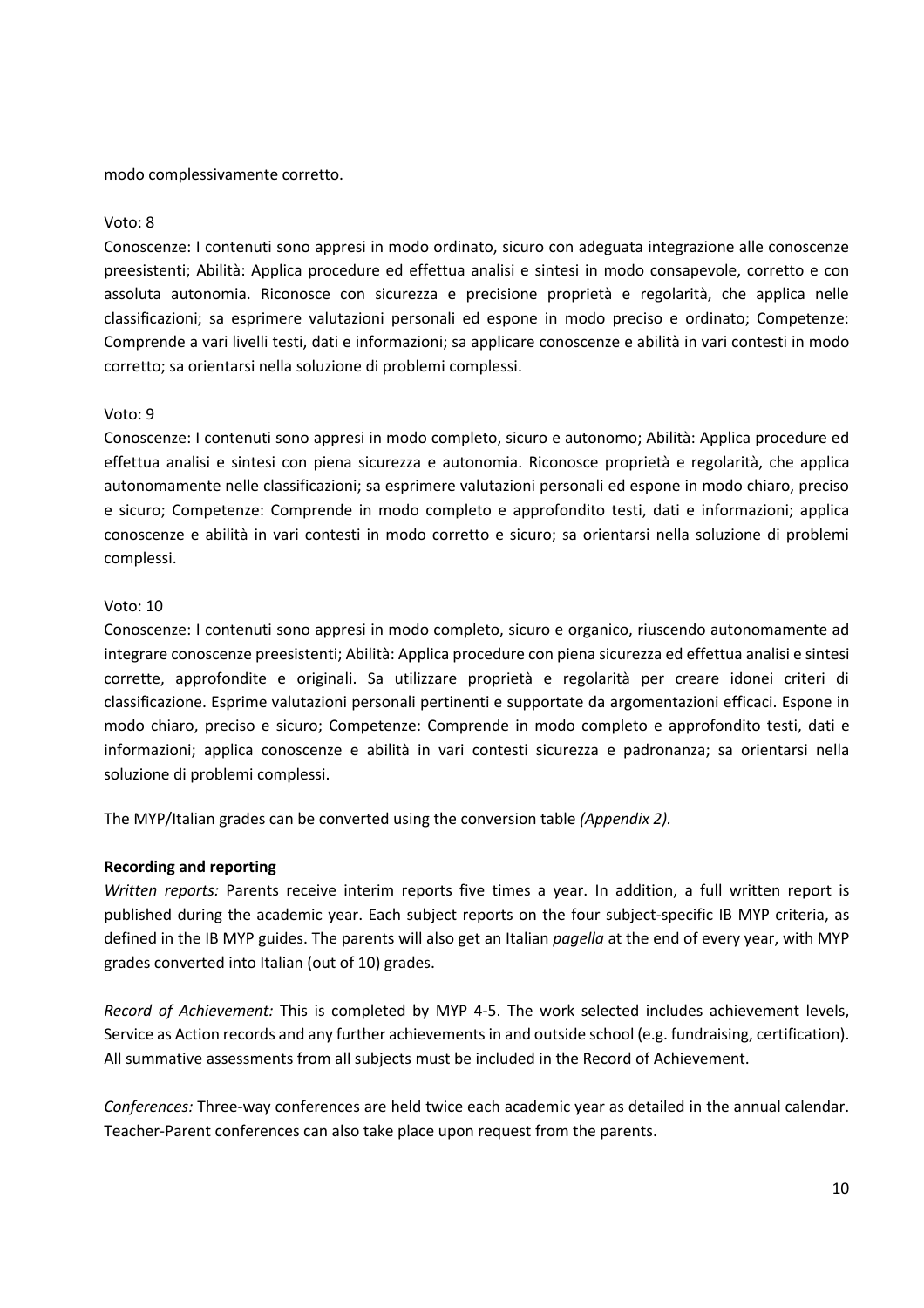modo complessivamente corretto.

Voto: 8

Conoscenze: I contenuti sono appresi in modo ordinato, sicuro con adeguata integrazione alle conoscenze preesistenti; Abilità: Applica procedure ed effettua analisi e sintesi in modo consapevole, corretto e con assoluta autonomia. Riconosce con sicurezza e precisione proprietà e regolarità, che applica nelle classificazioni; sa esprimere valutazioni personali ed espone in modo preciso e ordinato; Competenze: Comprende a vari livelli testi, dati e informazioni; sa applicare conoscenze e abilità in vari contesti in modo corretto; sa orientarsi nella soluzione di problemi complessi.

Voto: 9

Conoscenze: I contenuti sono appresi in modo completo, sicuro e autonomo; Abilità: Applica procedure ed effettua analisi e sintesi con piena sicurezza e autonomia. Riconosce proprietà e regolarità, che applica autonomamente nelle classificazioni; sa esprimere valutazioni personali ed espone in modo chiaro, preciso e sicuro; Competenze: Comprende in modo completo e approfondito testi, dati e informazioni; applica conoscenze e abilità in vari contesti in modo corretto e sicuro; sa orientarsi nella soluzione di problemi complessi.

Voto: 10

Conoscenze: I contenuti sono appresi in modo completo, sicuro e organico, riuscendo autonomamente ad integrare conoscenze preesistenti; Abilità: Applica procedure con piena sicurezza ed effettua analisi e sintesi corrette, approfondite e originali. Sa utilizzare proprietà e regolarità per creare idonei criteri di classificazione. Esprime valutazioni personali pertinenti e supportate da argomentazioni efficaci. Espone in modo chiaro, preciso e sicuro; Competenze: Comprende in modo completo e approfondito testi, dati e informazioni; applica conoscenze e abilità in vari contesti sicurezza e padronanza; sa orientarsi nella soluzione di problemi complessi.

The MYP/Italian grades can be converted using the conversion table *(Appendix 2).*

**Recording and reporting**

*Written reports:* Parents receive interim reports five times a year. In addition, a full written report is published during the academic year. Each subject reports on the four subject-specific IB MYP criteria, as defined in the IB MYP guides. The parents will also get an Italian *pagella* at the end of every year, with MYP grades converted into Italian (out of 10) grades.

*Record of Achievement:* This is completed by MYP 4-5. The work selected includes achievement levels, Service as Action records and any further achievements in and outside school (e.g. fundraising, certification). All summative assessments from all subjects must be included in the Record of Achievement.

*Conferences:* Three-way conferences are held twice each academic year as detailed in the annual calendar. Teacher-Parent conferences can also take place upon request from the parents.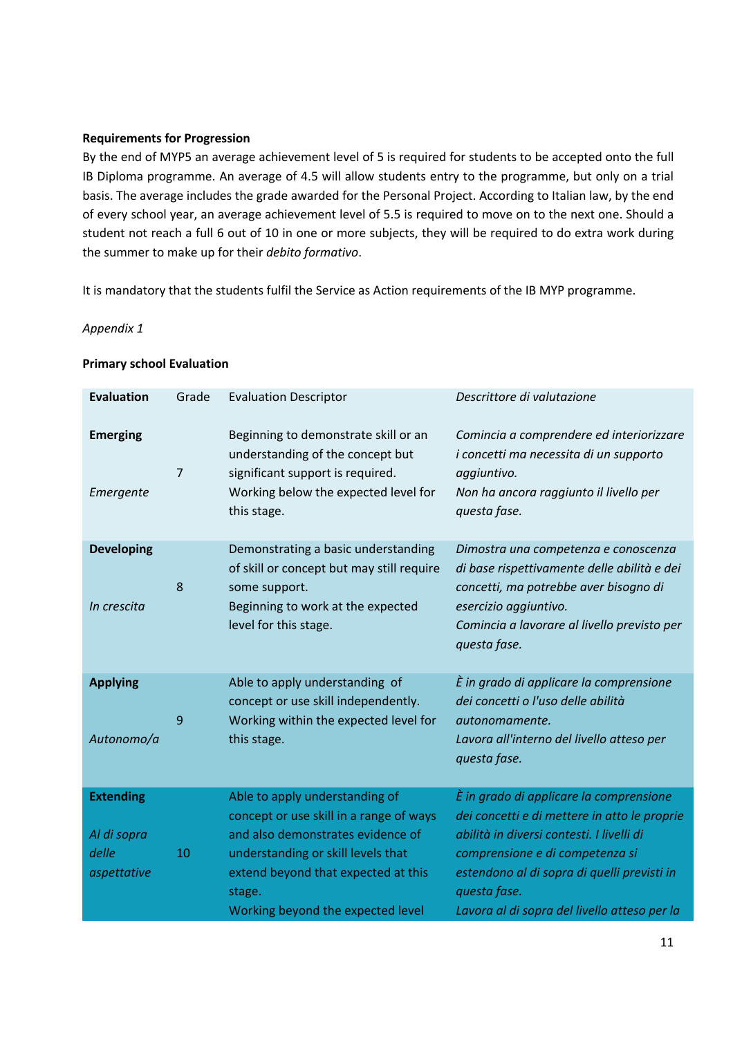**Requirements for Progression**

By the end of MYP5 an average achievement level of 5 is required for students to be accepted onto the full IB Diploma programme. An average of 4.5 will allow students entry to the programme, but only on a trial basis. The average includes the grade awarded for the Personal Project. According to Italian law, by the end of every school year, an average achievement level of 5.5 is required to move on to the next one. Should a student not reach a full 6 out of 10 in one or more subjects, they will be required to do extra work during the summer to make up for their *debito formativo*.

It is mandatory that the students fulfil the Service as Action requirements of the IB MYP programme.

*Appendix 1*

**Primary school Evaluation**

| **Evaluation** | Grade | Evaluation Descriptor | *Descrittore di valutazione* |
|---|---|---|---|
| **Emerging**<br><br>*Emergente* | 7 | Beginning to demonstrate skill or an understanding of the concept but significant support is required.<br>Working below the expected level for this stage. | *Comincia a comprendere ed interiorizzare i concetti ma necessita di un supporto aggiuntivo.*<br>*Non ha ancora raggiunto il livello per questa fase.* |
| **Developing**<br><br>*In crescita* | 8 | Demonstrating a basic understanding of skill or concept but may still require some support.<br>Beginning to work at the expected level for this stage. | *Dimostra una competenza e conoscenza di base rispettivamente delle abilità e dei concetti, ma potrebbe aver bisogno di esercizio aggiuntivo.*<br>*Comincia a lavorare al livello previsto per questa fase.* |
| **Applying**<br><br>*Autonomo/a* | 9 | Able to apply understanding of concept or use skill independently.<br>Working within the expected level for this stage. | *È in grado di applicare la comprensione dei concetti o l'uso delle abilità autonomamente.*<br>*Lavora all'interno del livello atteso per questa fase.* |
| **Extending**<br><br>*Al di sopra delle aspettative* | 10 | Able to apply understanding of concept or use skill in a range of ways and also demonstrates evidence of understanding or skill levels that extend beyond that expected at this stage.<br>Working beyond the expected level | *È in grado di applicare la comprensione dei concetti e di mettere in atto le proprie abilità in diversi contesti. I livelli di comprensione e di competenza si estendono al di sopra di quelli previsti in questa fase.*<br>*Lavora al di sopra del livello atteso per la* |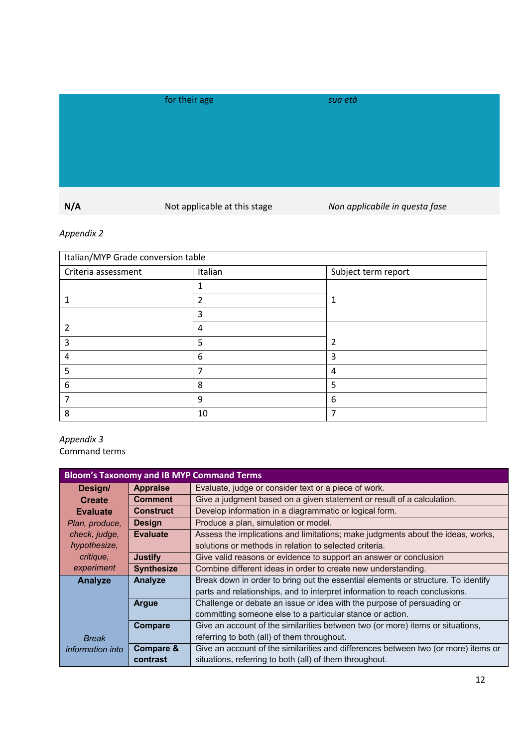| | for their age | *sua età* |
|---|---|---|
| **N/A** | Not applicable at this stage | *Non applicabile in questa fase* |

*Appendix 2*

| Italian/MYP Grade conversion table | | |
|---|---|---|
| Criteria assessment | Italian | Subject term report |
| 1 | 1 | 1 |
| | 2 | |
| 2 | 3 | |
| | 4 | 2 |
| 3 | 5 | |
| 4 | 6 | 3 |
| 5 | 7 | 4 |
| 6 | 8 | 5 |
| 7 | 9 | 6 |
| 8 | 10 | 7 |

*Appendix 3*
Command terms

| Bloom's Taxonomy and IB MYP Command Terms | | |
|---|---|---|
| **Design/ Create Evaluate** *Plan, produce, check, judge, hypothesize, critique, experiment* | **Appraise** | Evaluate, judge or consider text or a piece of work. |
| | **Comment** | Give a judgment based on a given statement or result of a calculation. |
| | **Construct** | Develop information in a diagrammatic or logical form. |
| | **Design** | Produce a plan, simulation or model. |
| | **Evaluate** | Assess the implications and limitations; make judgments about the ideas, works, solutions or methods in relation to selected criteria. |
| | **Justify** | Give valid reasons or evidence to support an answer or conclusion |
| | **Synthesize** | Combine different ideas in order to create new understanding. |
| **Analyze** *Break information into* | **Analyze** | Break down in order to bring out the essential elements or structure. To identify parts and relationships, and to interpret information to reach conclusions. |
| | **Argue** | Challenge or debate an issue or idea with the purpose of persuading or committing someone else to a particular stance or action. |
| | **Compare** | Give an account of the similarities between two (or more) items or situations, referring to both (all) of them throughout. |
| | **Compare & contrast** | Give an account of the similarities and differences between two (or more) items or situations, referring to both (all) of them throughout. |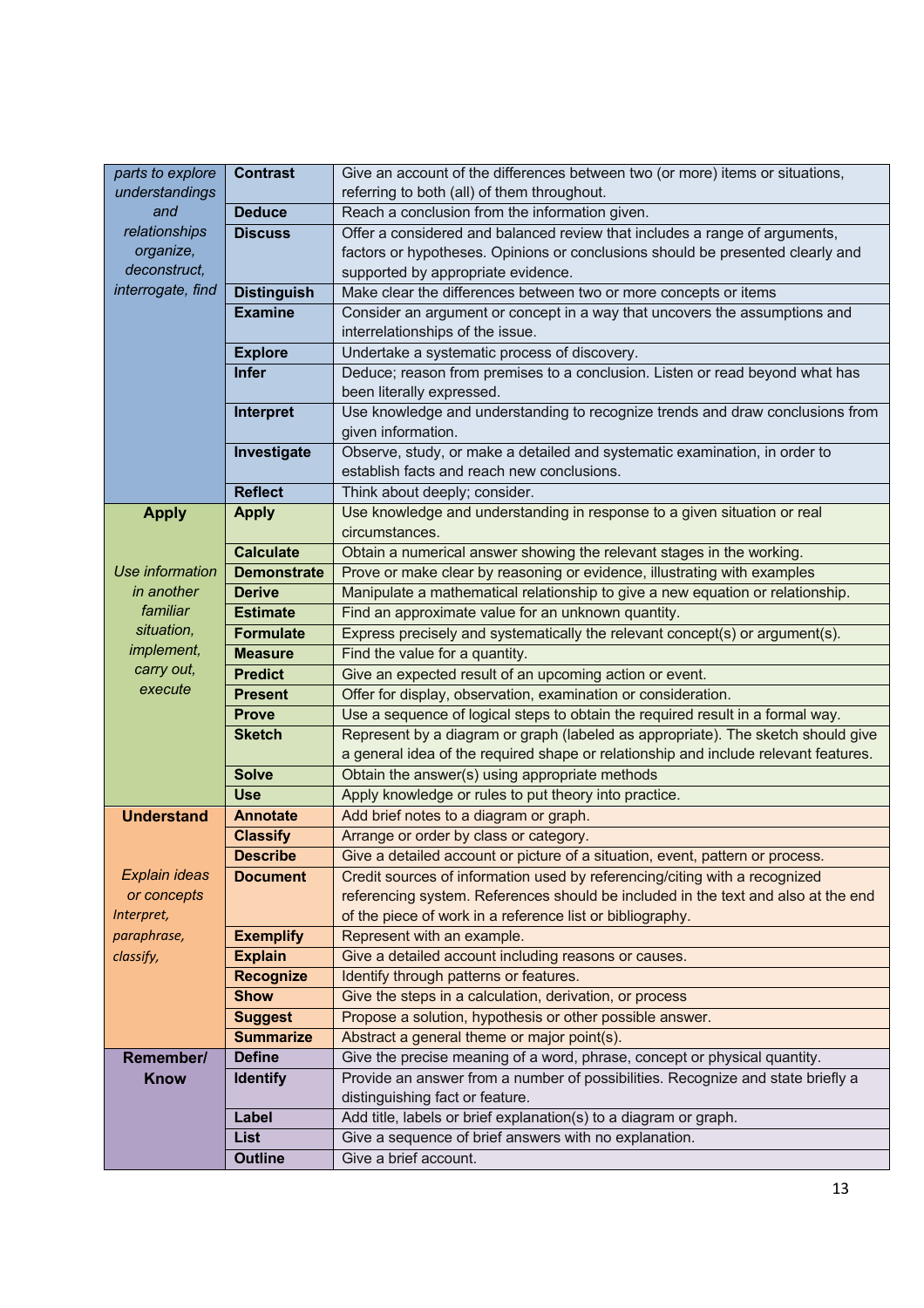| | | |
|---|---|---|
| *parts to explore understandings and relationships organize, deconstruct, interrogate, find* | **Contrast** | Give an account of the differences between two (or more) items or situations, referring to both (all) of them throughout. |
| | **Deduce** | Reach a conclusion from the information given. |
| | **Discuss** | Offer a considered and balanced review that includes a range of arguments, factors or hypotheses. Opinions or conclusions should be presented clearly and supported by appropriate evidence. |
| | **Distinguish** | Make clear the differences between two or more concepts or items |
| | **Examine** | Consider an argument or concept in a way that uncovers the assumptions and interrelationships of the issue. |
| | **Explore** | Undertake a systematic process of discovery. |
| | **Infer** | Deduce; reason from premises to a conclusion. Listen or read beyond what has been literally expressed. |
| | **Interpret** | Use knowledge and understanding to recognize trends and draw conclusions from given information. |
| | **Investigate** | Observe, study, or make a detailed and systematic examination, in order to establish facts and reach new conclusions. |
| | **Reflect** | Think about deeply; consider. |
| **Apply** *Use information in another familiar situation, implement, carry out, execute* | **Apply** | Use knowledge and understanding in response to a given situation or real circumstances. |
| | **Calculate** | Obtain a numerical answer showing the relevant stages in the working. |
| | **Demonstrate** | Prove or make clear by reasoning or evidence, illustrating with examples |
| | **Derive** | Manipulate a mathematical relationship to give a new equation or relationship. |
| | **Estimate** | Find an approximate value for an unknown quantity. |
| | **Formulate** | Express precisely and systematically the relevant concept(s) or argument(s). |
| | **Measure** | Find the value for a quantity. |
| | **Predict** | Give an expected result of an upcoming action or event. |
| | **Present** | Offer for display, observation, examination or consideration. |
| | **Prove** | Use a sequence of logical steps to obtain the required result in a formal way. |
| | **Sketch** | Represent by a diagram or graph (labeled as appropriate). The sketch should give a general idea of the required shape or relationship and include relevant features. |
| | **Solve** | Obtain the answer(s) using appropriate methods |
| | **Use** | Apply knowledge or rules to put theory into practice. |
| **Understand** *Explain ideas or concepts Interpret, paraphrase, classify,* | **Annotate** | Add brief notes to a diagram or graph. |
| | **Classify** | Arrange or order by class or category. |
| | **Describe** | Give a detailed account or picture of a situation, event, pattern or process. |
| | **Document** | Credit sources of information used by referencing/citing with a recognized referencing system. References should be included in the text and also at the end of the piece of work in a reference list or bibliography. |
| | **Exemplify** | Represent with an example. |
| | **Explain** | Give a detailed account including reasons or causes. |
| | **Recognize** | Identify through patterns or features. |
| | **Show** | Give the steps in a calculation, derivation, or process |
| | **Suggest** | Propose a solution, hypothesis or other possible answer. |
| | **Summarize** | Abstract a general theme or major point(s). |
| **Remember/ Know** | **Define** | Give the precise meaning of a word, phrase, concept or physical quantity. |
| | **Identify** | Provide an answer from a number of possibilities. Recognize and state briefly a distinguishing fact or feature. |
| | **Label** | Add title, labels or brief explanation(s) to a diagram or graph. |
| | **List** | Give a sequence of brief answers with no explanation. |
| | **Outline** | Give a brief account. |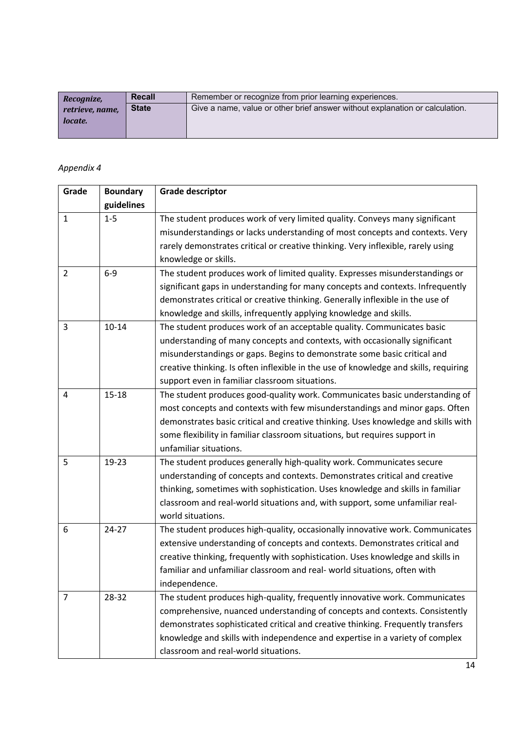| *Recognize, retrieve, name, locate.* | **Recall** | Remember or recognize from prior learning experiences. |
|---|---|---|
| | **State** | Give a name, value or other brief answer without explanation or calculation. |

*Appendix 4*

| Grade | Boundary guidelines | Grade descriptor |
|---|---|---|
| 1 | 1-5 | The student produces work of very limited quality. Conveys many significant misunderstandings or lacks understanding of most concepts and contexts. Very rarely demonstrates critical or creative thinking. Very inflexible, rarely using knowledge or skills. |
| 2 | 6-9 | The student produces work of limited quality. Expresses misunderstandings or significant gaps in understanding for many concepts and contexts. Infrequently demonstrates critical or creative thinking. Generally inflexible in the use of knowledge and skills, infrequently applying knowledge and skills. |
| 3 | 10-14 | The student produces work of an acceptable quality. Communicates basic understanding of many concepts and contexts, with occasionally significant misunderstandings or gaps. Begins to demonstrate some basic critical and creative thinking. Is often inflexible in the use of knowledge and skills, requiring support even in familiar classroom situations. |
| 4 | 15-18 | The student produces good-quality work. Communicates basic understanding of most concepts and contexts with few misunderstandings and minor gaps. Often demonstrates basic critical and creative thinking. Uses knowledge and skills with some flexibility in familiar classroom situations, but requires support in unfamiliar situations. |
| 5 | 19-23 | The student produces generally high-quality work. Communicates secure understanding of concepts and contexts. Demonstrates critical and creative thinking, sometimes with sophistication. Uses knowledge and skills in familiar classroom and real-world situations and, with support, some unfamiliar real-world situations. |
| 6 | 24-27 | The student produces high-quality, occasionally innovative work. Communicates extensive understanding of concepts and contexts. Demonstrates critical and creative thinking, frequently with sophistication. Uses knowledge and skills in familiar and unfamiliar classroom and real- world situations, often with independence. |
| 7 | 28-32 | The student produces high-quality, frequently innovative work. Communicates comprehensive, nuanced understanding of concepts and contexts. Consistently demonstrates sophisticated critical and creative thinking. Frequently transfers knowledge and skills with independence and expertise in a variety of complex classroom and real-world situations. |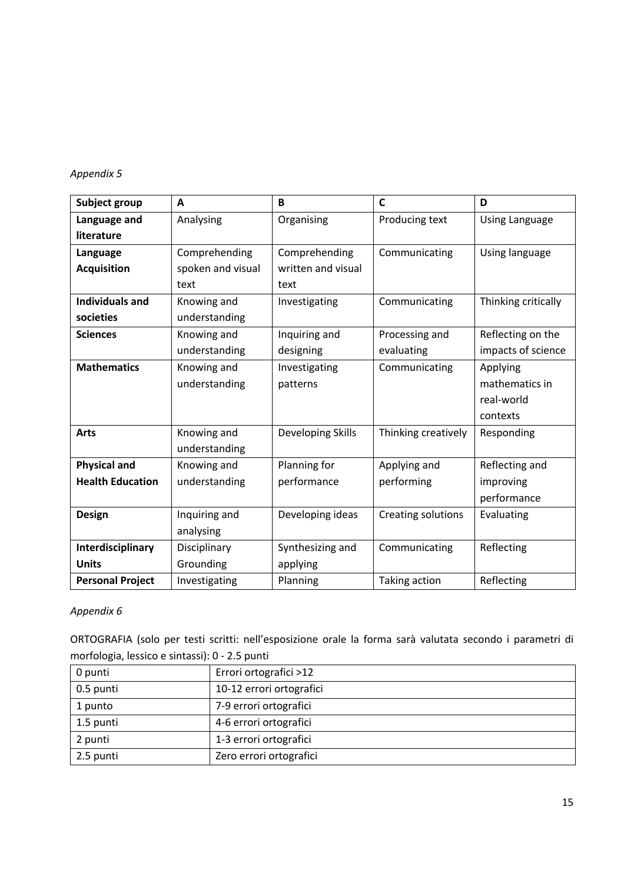*Appendix 5*

| Subject group | A | B | C | D |
|---|---|---|---|---|
| **Language and literature** | Analysing | Organising | Producing text | Using Language |
| **Language Acquisition** | Comprehending spoken and visual text | Comprehending written and visual text | Communicating | Using language |
| **Individuals and societies** | Knowing and understanding | Investigating | Communicating | Thinking critically |
| **Sciences** | Knowing and understanding | Inquiring and designing | Processing and evaluating | Reflecting on the impacts of science |
| **Mathematics** | Knowing and understanding | Investigating patterns | Communicating | Applying mathematics in real-world contexts |
| **Arts** | Knowing and understanding | Developing Skills | Thinking creatively | Responding |
| **Physical and Health Education** | Knowing and understanding | Planning for performance | Applying and performing | Reflecting and improving performance |
| **Design** | Inquiring and analysing | Developing ideas | Creating solutions | Evaluating |
| **Interdisciplinary Units** | Disciplinary Grounding | Synthesizing and applying | Communicating | Reflecting |
| **Personal Project** | Investigating | Planning | Taking action | Reflecting |

*Appendix 6*

ORTOGRAFIA (solo per testi scritti: nell'esposizione orale la forma sarà valutata secondo i parametri di morfologia, lessico e sintassi): 0 - 2.5 punti

| | |
|---|---|
| 0 punti | Errori ortografici >12 |
| 0.5 punti | 10-12 errori ortografici |
| 1 punto | 7-9 errori ortografici |
| 1.5 punti | 4-6 errori ortografici |
| 2 punti | 1-3 errori ortografici |
| 2.5 punti | Zero errori ortografici |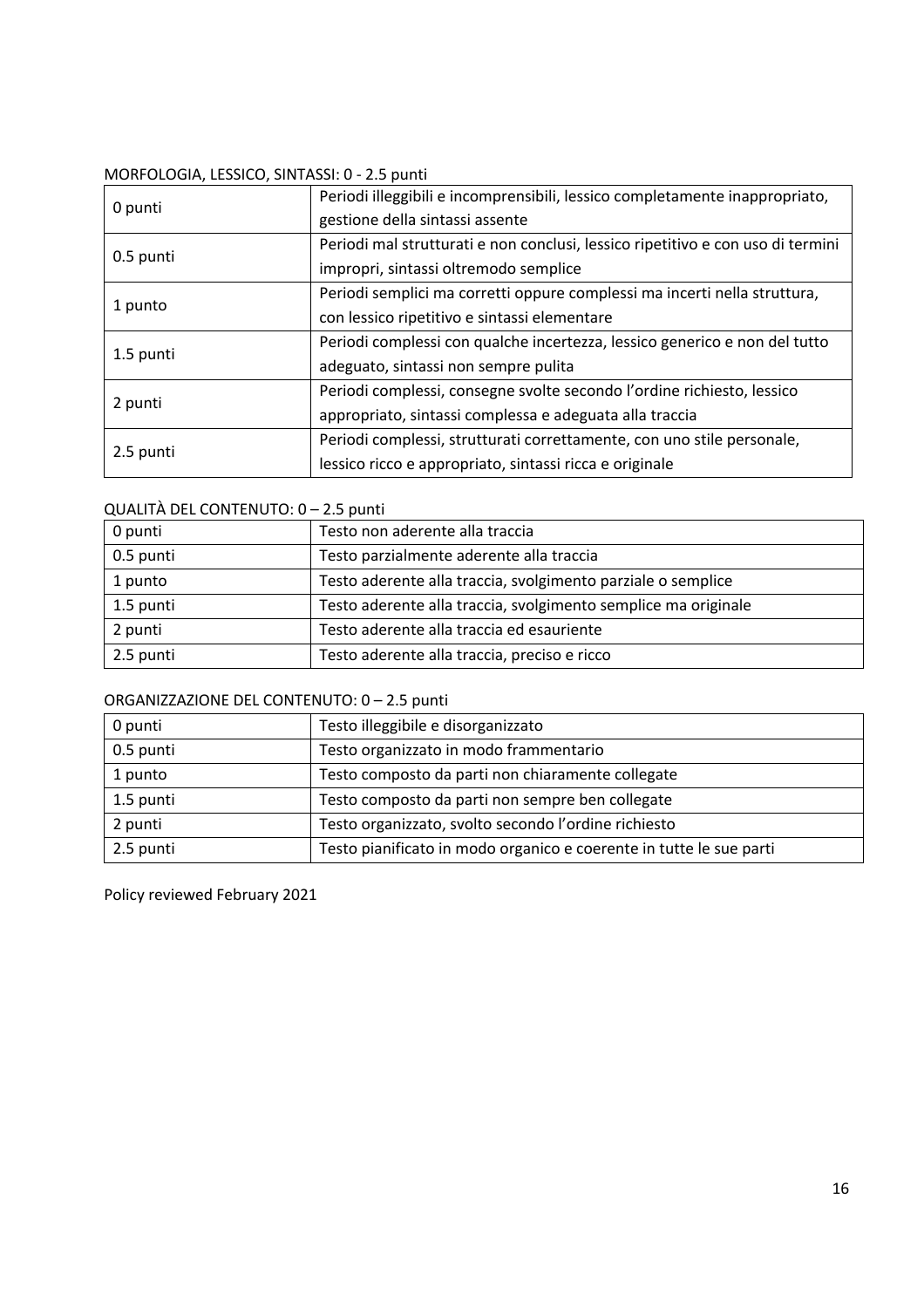MORFOLOGIA, LESSICO, SINTASSI: 0 - 2.5 punti

| | |
|---|---|
| 0 punti | Periodi illeggibili e incomprensibili, lessico completamente inappropriato, gestione della sintassi assente |
| 0.5 punti | Periodi mal strutturati e non conclusi, lessico ripetitivo e con uso di termini impropri, sintassi oltremodo semplice |
| 1 punto | Periodi semplici ma corretti oppure complessi ma incerti nella struttura, con lessico ripetitivo e sintassi elementare |
| 1.5 punti | Periodi complessi con qualche incertezza, lessico generico e non del tutto adeguato, sintassi non sempre pulita |
| 2 punti | Periodi complessi, consegne svolte secondo l'ordine richiesto, lessico appropriato, sintassi complessa e adeguata alla traccia |
| 2.5 punti | Periodi complessi, strutturati correttamente, con uno stile personale, lessico ricco e appropriato, sintassi ricca e originale |

QUALITÀ DEL CONTENUTO: 0 – 2.5 punti

| | |
|---|---|
| 0 punti | Testo non aderente alla traccia |
| 0.5 punti | Testo parzialmente aderente alla traccia |
| 1 punto | Testo aderente alla traccia, svolgimento parziale o semplice |
| 1.5 punti | Testo aderente alla traccia, svolgimento semplice ma originale |
| 2 punti | Testo aderente alla traccia ed esauriente |
| 2.5 punti | Testo aderente alla traccia, preciso e ricco |

ORGANIZZAZIONE DEL CONTENUTO: 0 – 2.5 punti

| | |
|---|---|
| 0 punti | Testo illeggibile e disorganizzato |
| 0.5 punti | Testo organizzato in modo frammentario |
| 1 punto | Testo composto da parti non chiaramente collegate |
| 1.5 punti | Testo composto da parti non sempre ben collegate |
| 2 punti | Testo organizzato, svolto secondo l'ordine richiesto |
| 2.5 punti | Testo pianificato in modo organico e coerente in tutte le sue parti |

Policy reviewed February 2021